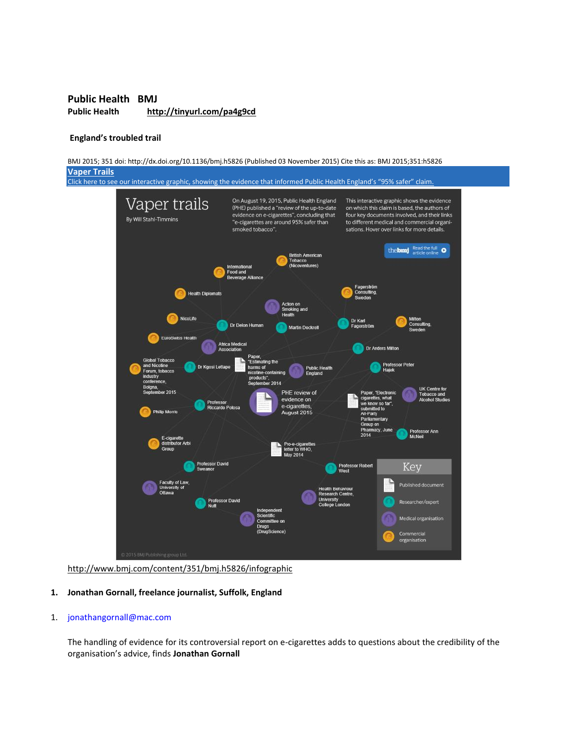**Public Health BMJ**

**Public Health** http://tinyurl.com/pa4g9cd

**England's troubled trail**

BMJ 2015; 351 doi: http://dx.doi.org/10.1136/bmj.h5826 (Published 03 November 2015) Cite this as: BMJ 2015;351:h5826

**Vaper Trails**

Click here to see our interactive graphic, showing the evidence that informed Public Health England's "95% safer" claim.

http://www.bmj.com/content/351/bmj.h5826/infographic

1. **Jonathan Gornall, freelance journalist, Suffolk, England**

1. jonathangornall@mac.com

The handling of evidence for its controversial report on e-cigarettes adds to questions about the credibility of the organisation's advice, finds **Jonathan Gornall**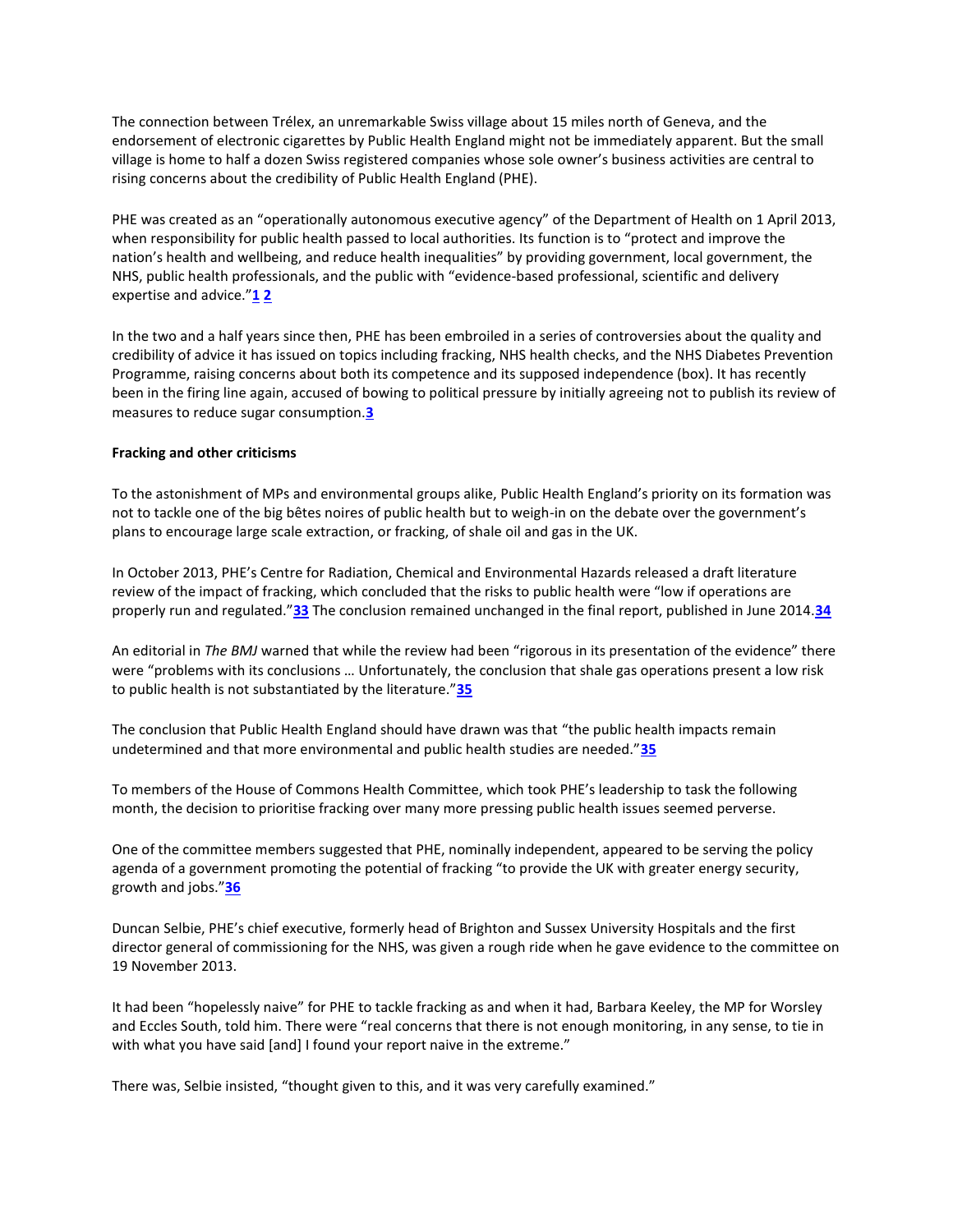The connection between Trélex, an unremarkable Swiss village about 15 miles north of Geneva, and the endorsement of electronic cigarettes by Public Health England might not be immediately apparent. But the small village is home to half a dozen Swiss registered companies whose sole owner's business activities are central to rising concerns about the credibility of Public Health England (PHE).

PHE was created as an "operationally autonomous executive agency" of the Department of Health on 1 April 2013, when responsibility for public health passed to local authorities. Its function is to "protect and improve the nation's health and wellbeing, and reduce health inequalities" by providing government, local government, the NHS, public health professionals, and the public with "evidence-based professional, scientific and delivery expertise and advice."[1] [2]

In the two and a half years since then, PHE has been embroiled in a series of controversies about the quality and credibility of advice it has issued on topics including fracking, NHS health checks, and the NHS Diabetes Prevention Programme, raising concerns about both its competence and its supposed independence (box). It has recently been in the firing line again, accused of bowing to political pressure by initially agreeing not to publish its review of measures to reduce sugar consumption.[3]

**Fracking and other criticisms**

To the astonishment of MPs and environmental groups alike, Public Health England's priority on its formation was not to tackle one of the big bêtes noires of public health but to weigh-in on the debate over the government's plans to encourage large scale extraction, or fracking, of shale oil and gas in the UK.

In October 2013, PHE's Centre for Radiation, Chemical and Environmental Hazards released a draft literature review of the impact of fracking, which concluded that the risks to public health were "low if operations are properly run and regulated."[33] The conclusion remained unchanged in the final report, published in June 2014.[34]

An editorial in *The BMJ* warned that while the review had been "rigorous in its presentation of the evidence" there were "problems with its conclusions … Unfortunately, the conclusion that shale gas operations present a low risk to public health is not substantiated by the literature."[35]

The conclusion that Public Health England should have drawn was that "the public health impacts remain undetermined and that more environmental and public health studies are needed."[35]

To members of the House of Commons Health Committee, which took PHE's leadership to task the following month, the decision to prioritise fracking over many more pressing public health issues seemed perverse.

One of the committee members suggested that PHE, nominally independent, appeared to be serving the policy agenda of a government promoting the potential of fracking "to provide the UK with greater energy security, growth and jobs."[36]

Duncan Selbie, PHE's chief executive, formerly head of Brighton and Sussex University Hospitals and the first director general of commissioning for the NHS, was given a rough ride when he gave evidence to the committee on 19 November 2013.

It had been "hopelessly naive" for PHE to tackle fracking as and when it had, Barbara Keeley, the MP for Worsley and Eccles South, told him. There were "real concerns that there is not enough monitoring, in any sense, to tie in with what you have said [and] I found your report naive in the extreme."

There was, Selbie insisted, "thought given to this, and it was very carefully examined."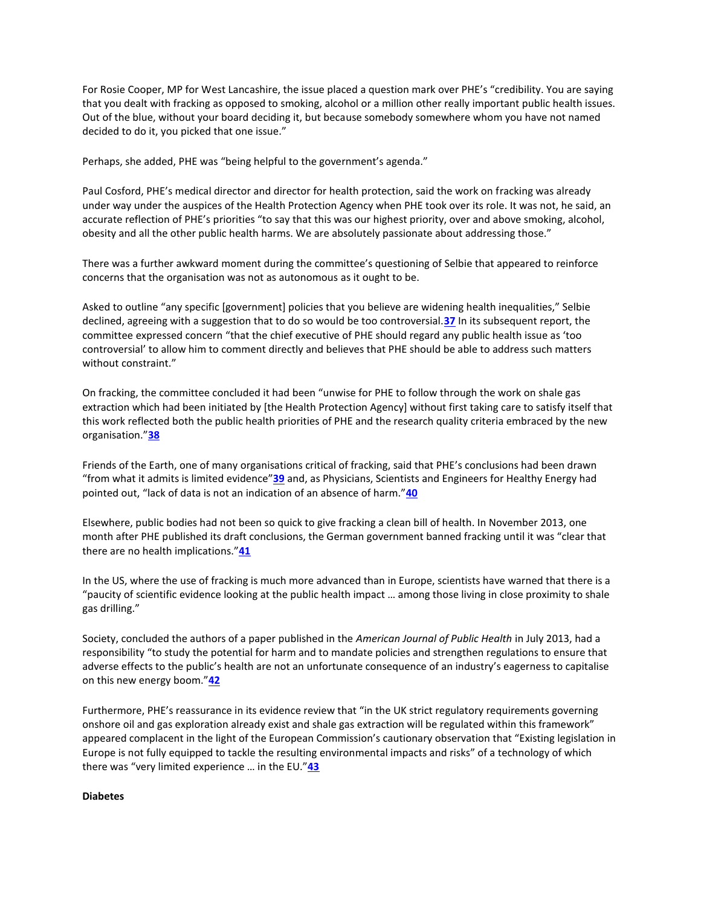For Rosie Cooper, MP for West Lancashire, the issue placed a question mark over PHE's "credibility. You are saying that you dealt with fracking as opposed to smoking, alcohol or a million other really important public health issues. Out of the blue, without your board deciding it, but because somebody somewhere whom you have not named decided to do it, you picked that one issue."

Perhaps, she added, PHE was "being helpful to the government's agenda."

Paul Cosford, PHE's medical director and director for health protection, said the work on fracking was already under way under the auspices of the Health Protection Agency when PHE took over its role. It was not, he said, an accurate reflection of PHE's priorities "to say that this was our highest priority, over and above smoking, alcohol, obesity and all the other public health harms. We are absolutely passionate about addressing those."

There was a further awkward moment during the committee's questioning of Selbie that appeared to reinforce concerns that the organisation was not as autonomous as it ought to be.

Asked to outline "any specific [government] policies that you believe are widening health inequalities," Selbie declined, agreeing with a suggestion that to do so would be too controversial.[37] In its subsequent report, the committee expressed concern "that the chief executive of PHE should regard any public health issue as 'too controversial' to allow him to comment directly and believes that PHE should be able to address such matters without constraint."

On fracking, the committee concluded it had been "unwise for PHE to follow through the work on shale gas extraction which had been initiated by [the Health Protection Agency] without first taking care to satisfy itself that this work reflected both the public health priorities of PHE and the research quality criteria embraced by the new organisation."[38]

Friends of the Earth, one of many organisations critical of fracking, said that PHE's conclusions had been drawn "from what it admits is limited evidence"[39] and, as Physicians, Scientists and Engineers for Healthy Energy had pointed out, "lack of data is not an indication of an absence of harm."[40]

Elsewhere, public bodies had not been so quick to give fracking a clean bill of health. In November 2013, one month after PHE published its draft conclusions, the German government banned fracking until it was "clear that there are no health implications."[41]

In the US, where the use of fracking is much more advanced than in Europe, scientists have warned that there is a "paucity of scientific evidence looking at the public health impact … among those living in close proximity to shale gas drilling."

Society, concluded the authors of a paper published in the *American Journal of Public Health* in July 2013, had a responsibility "to study the potential for harm and to mandate policies and strengthen regulations to ensure that adverse effects to the public's health are not an unfortunate consequence of an industry's eagerness to capitalise on this new energy boom."[42]

Furthermore, PHE's reassurance in its evidence review that "in the UK strict regulatory requirements governing onshore oil and gas exploration already exist and shale gas extraction will be regulated within this framework" appeared complacent in the light of the European Commission's cautionary observation that "Existing legislation in Europe is not fully equipped to tackle the resulting environmental impacts and risks" of a technology of which there was "very limited experience … in the EU."[43]

**Diabetes**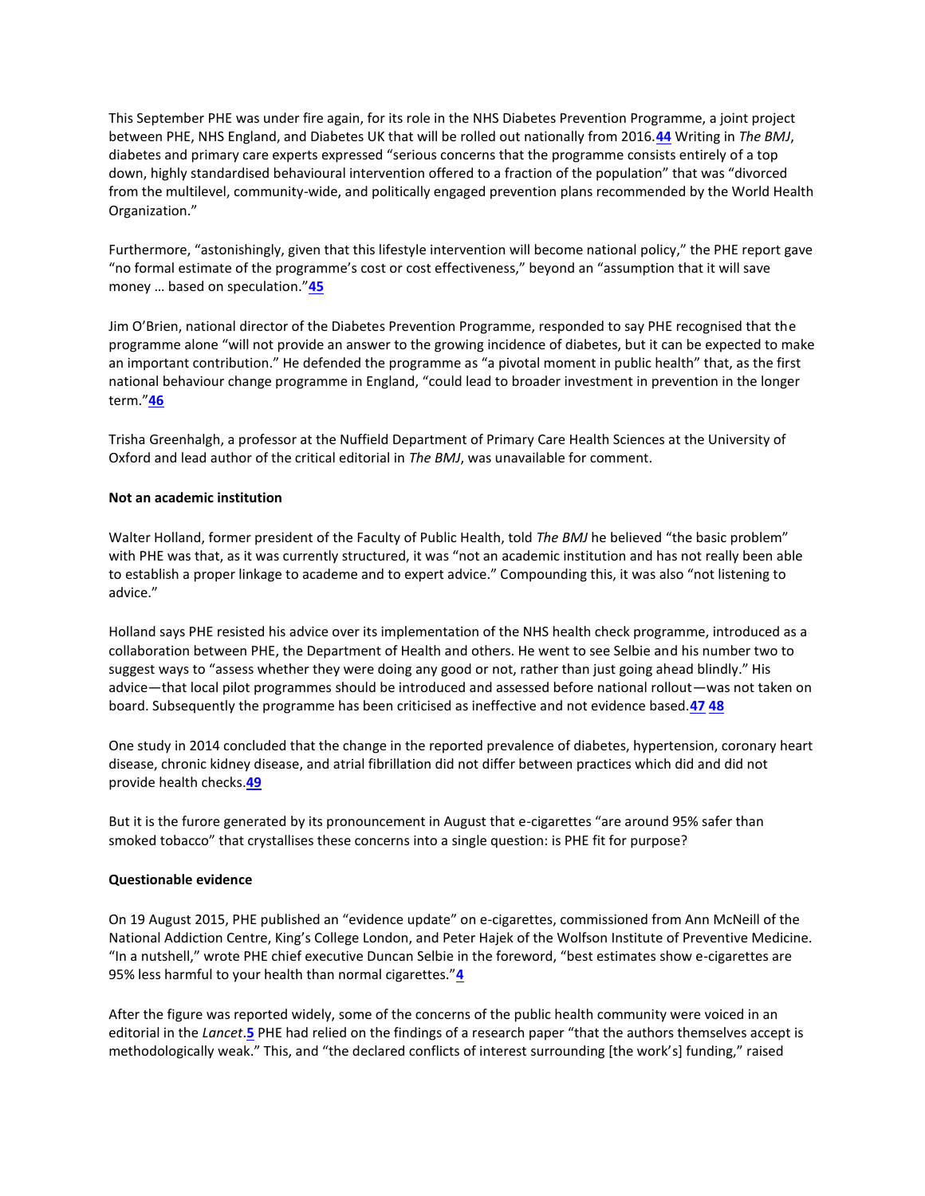This September PHE was under fire again, for its role in the NHS Diabetes Prevention Programme, a joint project between PHE, NHS England, and Diabetes UK that will be rolled out nationally from 2016.[44] Writing in *The BMJ*, diabetes and primary care experts expressed "serious concerns that the programme consists entirely of a top down, highly standardised behavioural intervention offered to a fraction of the population" that was "divorced from the multilevel, community-wide, and politically engaged prevention plans recommended by the World Health Organization."

Furthermore, "astonishingly, given that this lifestyle intervention will become national policy," the PHE report gave "no formal estimate of the programme's cost or cost effectiveness," beyond an "assumption that it will save money … based on speculation."[45]

Jim O'Brien, national director of the Diabetes Prevention Programme, responded to say PHE recognised that the programme alone "will not provide an answer to the growing incidence of diabetes, but it can be expected to make an important contribution." He defended the programme as "a pivotal moment in public health" that, as the first national behaviour change programme in England, "could lead to broader investment in prevention in the longer term."[46]

Trisha Greenhalgh, a professor at the Nuffield Department of Primary Care Health Sciences at the University of Oxford and lead author of the critical editorial in *The BMJ*, was unavailable for comment.

**Not an academic institution**

Walter Holland, former president of the Faculty of Public Health, told *The BMJ* he believed "the basic problem" with PHE was that, as it was currently structured, it was "not an academic institution and has not really been able to establish a proper linkage to academe and to expert advice." Compounding this, it was also "not listening to advice."

Holland says PHE resisted his advice over its implementation of the NHS health check programme, introduced as a collaboration between PHE, the Department of Health and others. He went to see Selbie and his number two to suggest ways to "assess whether they were doing any good or not, rather than just going ahead blindly." His advice—that local pilot programmes should be introduced and assessed before national rollout—was not taken on board. Subsequently the programme has been criticised as ineffective and not evidence based.[47] [48]

One study in 2014 concluded that the change in the reported prevalence of diabetes, hypertension, coronary heart disease, chronic kidney disease, and atrial fibrillation did not differ between practices which did and did not provide health checks.[49]

But it is the furore generated by its pronouncement in August that e-cigarettes "are around 95% safer than smoked tobacco" that crystallises these concerns into a single question: is PHE fit for purpose?

**Questionable evidence**

On 19 August 2015, PHE published an "evidence update" on e-cigarettes, commissioned from Ann McNeill of the National Addiction Centre, King's College London, and Peter Hajek of the Wolfson Institute of Preventive Medicine. "In a nutshell," wrote PHE chief executive Duncan Selbie in the foreword, "best estimates show e-cigarettes are 95% less harmful to your health than normal cigarettes."[4]

After the figure was reported widely, some of the concerns of the public health community were voiced in an editorial in the *Lancet*.[5] PHE had relied on the findings of a research paper "that the authors themselves accept is methodologically weak." This, and "the declared conflicts of interest surrounding [the work's] funding," raised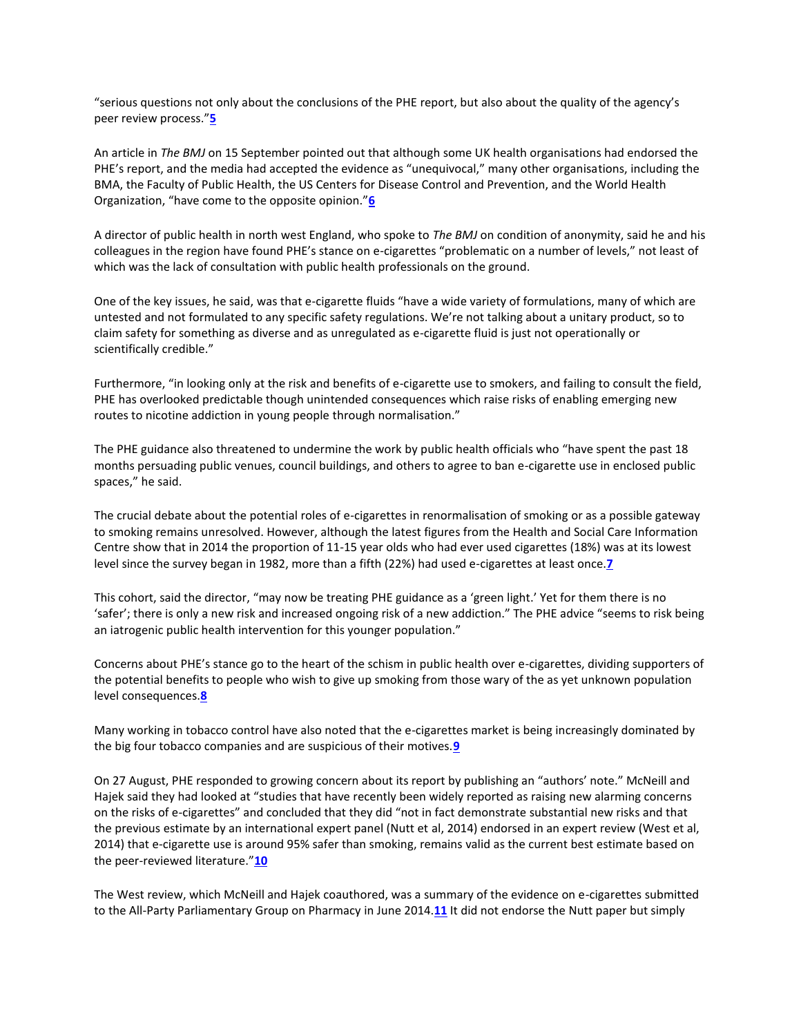"serious questions not only about the conclusions of the PHE report, but also about the quality of the agency's peer review process."[5]

An article in *The BMJ* on 15 September pointed out that although some UK health organisations had endorsed the PHE's report, and the media had accepted the evidence as "unequivocal," many other organisations, including the BMA, the Faculty of Public Health, the US Centers for Disease Control and Prevention, and the World Health Organization, "have come to the opposite opinion."[6]

A director of public health in north west England, who spoke to *The BMJ* on condition of anonymity, said he and his colleagues in the region have found PHE's stance on e-cigarettes "problematic on a number of levels," not least of which was the lack of consultation with public health professionals on the ground.

One of the key issues, he said, was that e-cigarette fluids "have a wide variety of formulations, many of which are untested and not formulated to any specific safety regulations. We're not talking about a unitary product, so to claim safety for something as diverse and as unregulated as e-cigarette fluid is just not operationally or scientifically credible."

Furthermore, "in looking only at the risk and benefits of e-cigarette use to smokers, and failing to consult the field, PHE has overlooked predictable though unintended consequences which raise risks of enabling emerging new routes to nicotine addiction in young people through normalisation."

The PHE guidance also threatened to undermine the work by public health officials who "have spent the past 18 months persuading public venues, council buildings, and others to agree to ban e-cigarette use in enclosed public spaces," he said.

The crucial debate about the potential roles of e-cigarettes in renormalisation of smoking or as a possible gateway to smoking remains unresolved. However, although the latest figures from the Health and Social Care Information Centre show that in 2014 the proportion of 11-15 year olds who had ever used cigarettes (18%) was at its lowest level since the survey began in 1982, more than a fifth (22%) had used e-cigarettes at least once.[7]

This cohort, said the director, "may now be treating PHE guidance as a 'green light.' Yet for them there is no 'safer'; there is only a new risk and increased ongoing risk of a new addiction." The PHE advice "seems to risk being an iatrogenic public health intervention for this younger population."

Concerns about PHE's stance go to the heart of the schism in public health over e-cigarettes, dividing supporters of the potential benefits to people who wish to give up smoking from those wary of the as yet unknown population level consequences.[8]

Many working in tobacco control have also noted that the e-cigarettes market is being increasingly dominated by the big four tobacco companies and are suspicious of their motives.[9]

On 27 August, PHE responded to growing concern about its report by publishing an "authors' note." McNeill and Hajek said they had looked at "studies that have recently been widely reported as raising new alarming concerns on the risks of e-cigarettes" and concluded that they did "not in fact demonstrate substantial new risks and that the previous estimate by an international expert panel (Nutt et al, 2014) endorsed in an expert review (West et al, 2014) that e-cigarette use is around 95% safer than smoking, remains valid as the current best estimate based on the peer-reviewed literature."[10]

The West review, which McNeill and Hajek coauthored, was a summary of the evidence on e-cigarettes submitted to the All-Party Parliamentary Group on Pharmacy in June 2014.[11] It did not endorse the Nutt paper but simply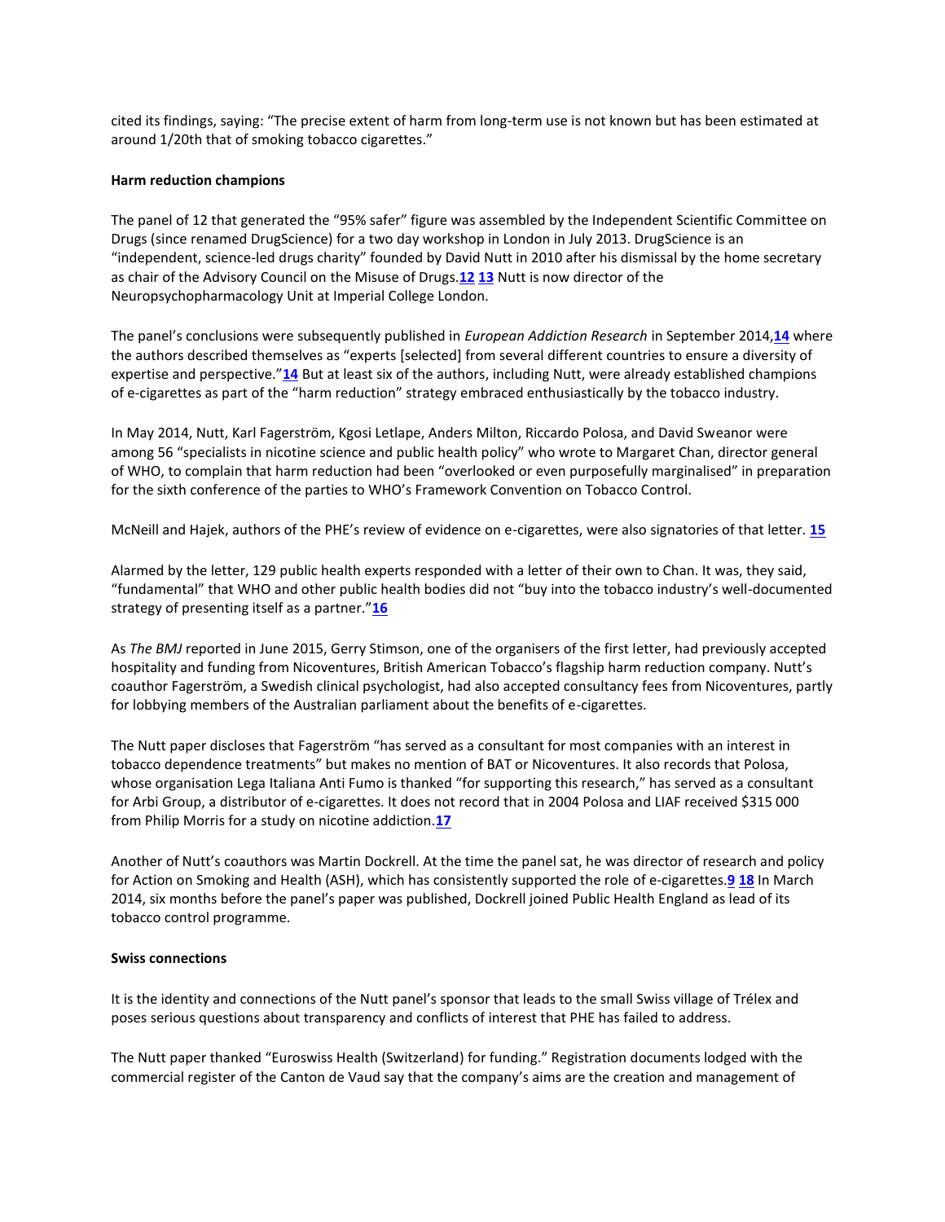cited its findings, saying: “The precise extent of harm from long-term use is not known but has been estimated at around 1/20th that of smoking tobacco cigarettes.”

**Harm reduction champions**

The panel of 12 that generated the “95% safer” figure was assembled by the Independent Scientific Committee on Drugs (since renamed DrugScience) for a two day workshop in London in July 2013. DrugScience is an “independent, science-led drugs charity” founded by David Nutt in 2010 after his dismissal by the home secretary as chair of the Advisory Council on the Misuse of Drugs.[12] [13] Nutt is now director of the Neuropsychopharmacology Unit at Imperial College London.

The panel’s conclusions were subsequently published in *European Addiction Research* in September 2014,[14] where the authors described themselves as “experts [selected] from several different countries to ensure a diversity of expertise and perspective.”[14] But at least six of the authors, including Nutt, were already established champions of e-cigarettes as part of the “harm reduction” strategy embraced enthusiastically by the tobacco industry.

In May 2014, Nutt, Karl Fagerström, Kgosi Letlape, Anders Milton, Riccardo Polosa, and David Sweanor were among 56 “specialists in nicotine science and public health policy” who wrote to Margaret Chan, director general of WHO, to complain that harm reduction had been “overlooked or even purposefully marginalised” in preparation for the sixth conference of the parties to WHO’s Framework Convention on Tobacco Control.

McNeill and Hajek, authors of the PHE’s review of evidence on e-cigarettes, were also signatories of that letter. [15]

Alarmed by the letter, 129 public health experts responded with a letter of their own to Chan. It was, they said, “fundamental” that WHO and other public health bodies did not “buy into the tobacco industry’s well-documented strategy of presenting itself as a partner.”[16]

As *The BMJ* reported in June 2015, Gerry Stimson, one of the organisers of the first letter, had previously accepted hospitality and funding from Nicoventures, British American Tobacco’s flagship harm reduction company. Nutt’s coauthor Fagerström, a Swedish clinical psychologist, had also accepted consultancy fees from Nicoventures, partly for lobbying members of the Australian parliament about the benefits of e-cigarettes.

The Nutt paper discloses that Fagerström “has served as a consultant for most companies with an interest in tobacco dependence treatments” but makes no mention of BAT or Nicoventures. It also records that Polosa, whose organisation Lega Italiana Anti Fumo is thanked “for supporting this research,” has served as a consultant for Arbi Group, a distributor of e-cigarettes. It does not record that in 2004 Polosa and LIAF received $315 000 from Philip Morris for a study on nicotine addiction.[17]

Another of Nutt’s coauthors was Martin Dockrell. At the time the panel sat, he was director of research and policy for Action on Smoking and Health (ASH), which has consistently supported the role of e-cigarettes.[9] [18] In March 2014, six months before the panel’s paper was published, Dockrell joined Public Health England as lead of its tobacco control programme.

**Swiss connections**

It is the identity and connections of the Nutt panel’s sponsor that leads to the small Swiss village of Trélex and poses serious questions about transparency and conflicts of interest that PHE has failed to address.

The Nutt paper thanked “Euroswiss Health (Switzerland) for funding.” Registration documents lodged with the commercial register of the Canton de Vaud say that the company’s aims are the creation and management of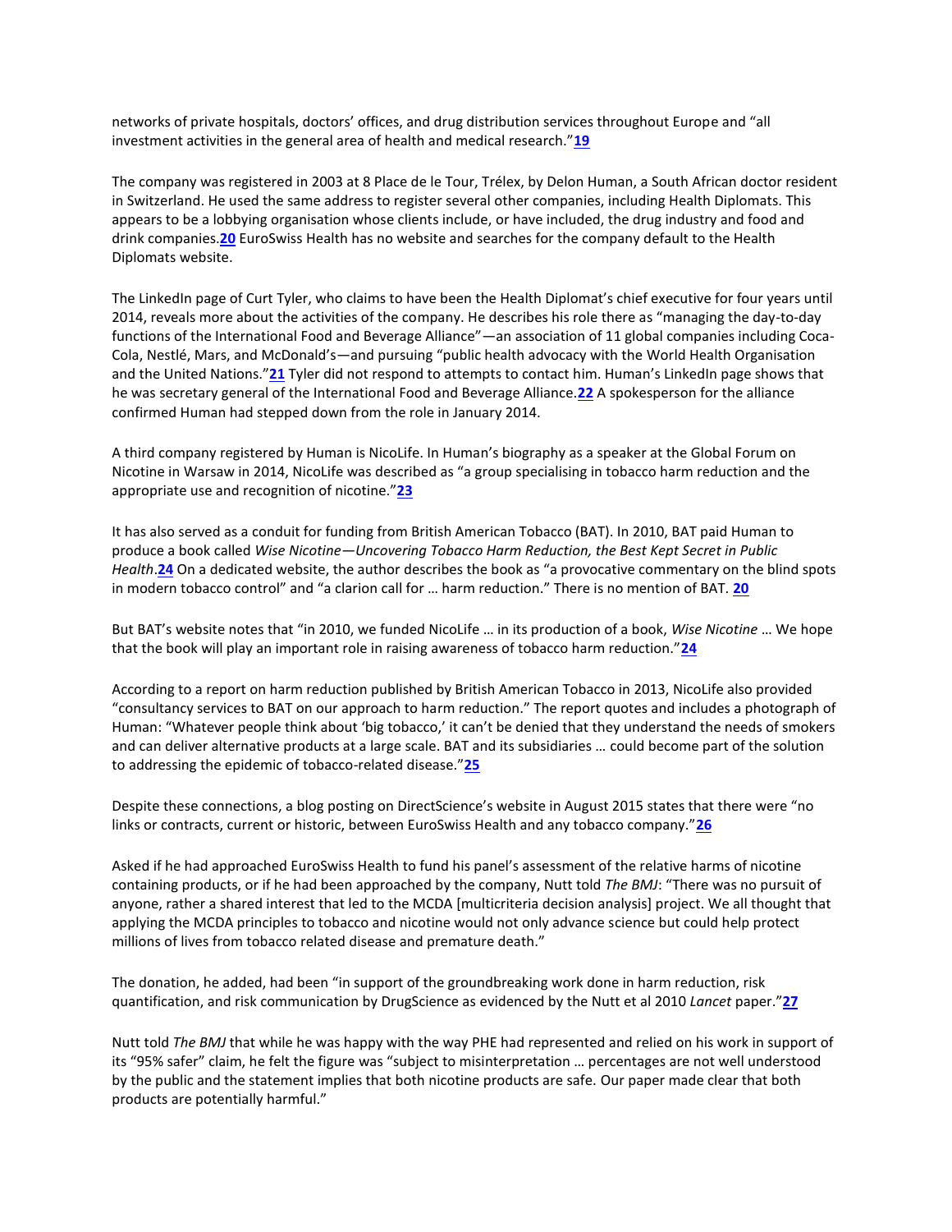networks of private hospitals, doctors' offices, and drug distribution services throughout Europe and "all investment activities in the general area of health and medical research."[19]

The company was registered in 2003 at 8 Place de le Tour, Trélex, by Delon Human, a South African doctor resident in Switzerland. He used the same address to register several other companies, including Health Diplomats. This appears to be a lobbying organisation whose clients include, or have included, the drug industry and food and drink companies.[20] EuroSwiss Health has no website and searches for the company default to the Health Diplomats website.

The LinkedIn page of Curt Tyler, who claims to have been the Health Diplomat's chief executive for four years until 2014, reveals more about the activities of the company. He describes his role there as "managing the day-to-day functions of the International Food and Beverage Alliance"—an association of 11 global companies including Coca-Cola, Nestlé, Mars, and McDonald's—and pursuing "public health advocacy with the World Health Organisation and the United Nations."[21] Tyler did not respond to attempts to contact him. Human's LinkedIn page shows that he was secretary general of the International Food and Beverage Alliance.[22] A spokesperson for the alliance confirmed Human had stepped down from the role in January 2014.

A third company registered by Human is NicoLife. In Human's biography as a speaker at the Global Forum on Nicotine in Warsaw in 2014, NicoLife was described as "a group specialising in tobacco harm reduction and the appropriate use and recognition of nicotine."[23]

It has also served as a conduit for funding from British American Tobacco (BAT). In 2010, BAT paid Human to produce a book called *Wise Nicotine—Uncovering Tobacco Harm Reduction, the Best Kept Secret in Public Health*.[24] On a dedicated website, the author describes the book as "a provocative commentary on the blind spots in modern tobacco control" and "a clarion call for … harm reduction." There is no mention of BAT. [20]

But BAT's website notes that "in 2010, we funded NicoLife … in its production of a book, *Wise Nicotine* … We hope that the book will play an important role in raising awareness of tobacco harm reduction."[24]

According to a report on harm reduction published by British American Tobacco in 2013, NicoLife also provided "consultancy services to BAT on our approach to harm reduction." The report quotes and includes a photograph of Human: "Whatever people think about 'big tobacco,' it can't be denied that they understand the needs of smokers and can deliver alternative products at a large scale. BAT and its subsidiaries … could become part of the solution to addressing the epidemic of tobacco-related disease."[25]

Despite these connections, a blog posting on DirectScience's website in August 2015 states that there were "no links or contracts, current or historic, between EuroSwiss Health and any tobacco company."[26]

Asked if he had approached EuroSwiss Health to fund his panel's assessment of the relative harms of nicotine containing products, or if he had been approached by the company, Nutt told *The BMJ*: "There was no pursuit of anyone, rather a shared interest that led to the MCDA [multicriteria decision analysis] project. We all thought that applying the MCDA principles to tobacco and nicotine would not only advance science but could help protect millions of lives from tobacco related disease and premature death."

The donation, he added, had been "in support of the groundbreaking work done in harm reduction, risk quantification, and risk communication by DrugScience as evidenced by the Nutt et al 2010 *Lancet* paper."[27]

Nutt told *The BMJ* that while he was happy with the way PHE had represented and relied on his work in support of its "95% safer" claim, he felt the figure was "subject to misinterpretation … percentages are not well understood by the public and the statement implies that both nicotine products are safe. Our paper made clear that both products are potentially harmful."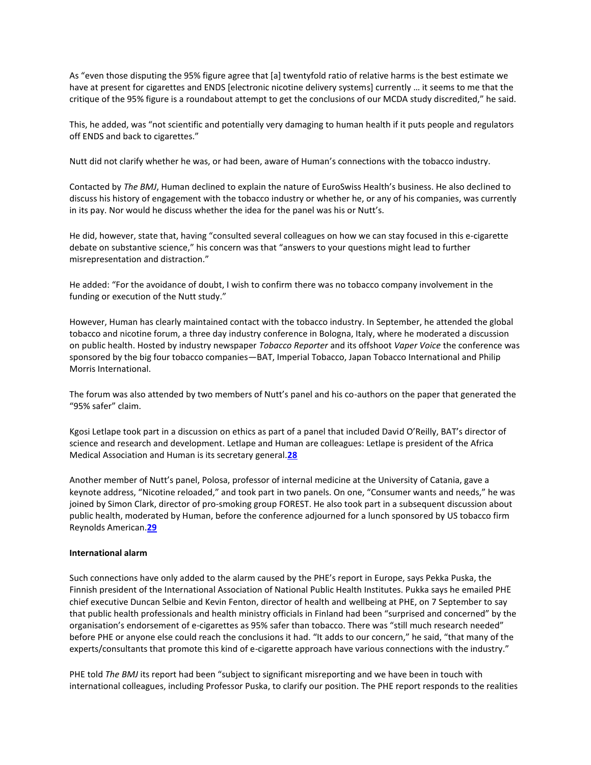As "even those disputing the 95% figure agree that [a] twentyfold ratio of relative harms is the best estimate we have at present for cigarettes and ENDS [electronic nicotine delivery systems] currently … it seems to me that the critique of the 95% figure is a roundabout attempt to get the conclusions of our MCDA study discredited," he said.

This, he added, was "not scientific and potentially very damaging to human health if it puts people and regulators off ENDS and back to cigarettes."

Nutt did not clarify whether he was, or had been, aware of Human's connections with the tobacco industry.

Contacted by *The BMJ*, Human declined to explain the nature of EuroSwiss Health's business. He also declined to discuss his history of engagement with the tobacco industry or whether he, or any of his companies, was currently in its pay. Nor would he discuss whether the idea for the panel was his or Nutt's.

He did, however, state that, having "consulted several colleagues on how we can stay focused in this e-cigarette debate on substantive science," his concern was that "answers to your questions might lead to further misrepresentation and distraction."

He added: "For the avoidance of doubt, I wish to confirm there was no tobacco company involvement in the funding or execution of the Nutt study."

However, Human has clearly maintained contact with the tobacco industry. In September, he attended the global tobacco and nicotine forum, a three day industry conference in Bologna, Italy, where he moderated a discussion on public health. Hosted by industry newspaper *Tobacco Reporter* and its offshoot *Vaper Voice* the conference was sponsored by the big four tobacco companies—BAT, Imperial Tobacco, Japan Tobacco International and Philip Morris International.

The forum was also attended by two members of Nutt's panel and his co-authors on the paper that generated the "95% safer" claim.

Kgosi Letlape took part in a discussion on ethics as part of a panel that included David O'Reilly, BAT's director of science and research and development. Letlape and Human are colleagues: Letlape is president of the Africa Medical Association and Human is its secretary general.[28]

Another member of Nutt's panel, Polosa, professor of internal medicine at the University of Catania, gave a keynote address, "Nicotine reloaded," and took part in two panels. On one, "Consumer wants and needs," he was joined by Simon Clark, director of pro-smoking group FOREST. He also took part in a subsequent discussion about public health, moderated by Human, before the conference adjourned for a lunch sponsored by US tobacco firm Reynolds American.[29]

**International alarm**

Such connections have only added to the alarm caused by the PHE's report in Europe, says Pekka Puska, the Finnish president of the International Association of National Public Health Institutes. Pukka says he emailed PHE chief executive Duncan Selbie and Kevin Fenton, director of health and wellbeing at PHE, on 7 September to say that public health professionals and health ministry officials in Finland had been "surprised and concerned" by the organisation's endorsement of e-cigarettes as 95% safer than tobacco. There was "still much research needed" before PHE or anyone else could reach the conclusions it had. "It adds to our concern," he said, "that many of the experts/consultants that promote this kind of e-cigarette approach have various connections with the industry."

PHE told *The BMJ* its report had been "subject to significant misreporting and we have been in touch with international colleagues, including Professor Puska, to clarify our position. The PHE report responds to the realities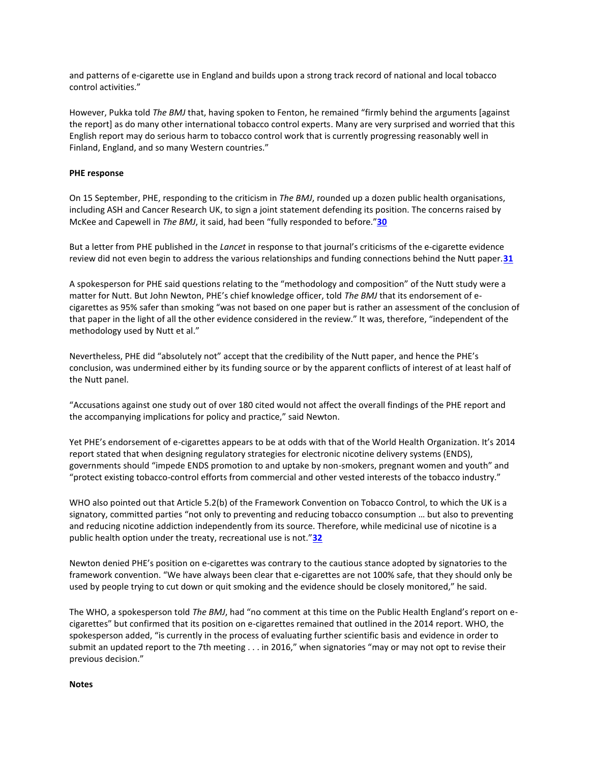and patterns of e-cigarette use in England and builds upon a strong track record of national and local tobacco control activities."

However, Pukka told *The BMJ* that, having spoken to Fenton, he remained "firmly behind the arguments [against the report] as do many other international tobacco control experts. Many are very surprised and worried that this English report may do serious harm to tobacco control work that is currently progressing reasonably well in Finland, England, and so many Western countries."

**PHE response**

On 15 September, PHE, responding to the criticism in *The BMJ*, rounded up a dozen public health organisations, including ASH and Cancer Research UK, to sign a joint statement defending its position. The concerns raised by McKee and Capewell in *The BMJ*, it said, had been "fully responded to before."[30]

But a letter from PHE published in the *Lancet* in response to that journal's criticisms of the e-cigarette evidence review did not even begin to address the various relationships and funding connections behind the Nutt paper.[31]

A spokesperson for PHE said questions relating to the "methodology and composition" of the Nutt study were a matter for Nutt. But John Newton, PHE's chief knowledge officer, told *The BMJ* that its endorsement of e-cigarettes as 95% safer than smoking "was not based on one paper but is rather an assessment of the conclusion of that paper in the light of all the other evidence considered in the review." It was, therefore, "independent of the methodology used by Nutt et al."

Nevertheless, PHE did "absolutely not" accept that the credibility of the Nutt paper, and hence the PHE's conclusion, was undermined either by its funding source or by the apparent conflicts of interest of at least half of the Nutt panel.

"Accusations against one study out of over 180 cited would not affect the overall findings of the PHE report and the accompanying implications for policy and practice," said Newton.

Yet PHE's endorsement of e-cigarettes appears to be at odds with that of the World Health Organization. It's 2014 report stated that when designing regulatory strategies for electronic nicotine delivery systems (ENDS), governments should "impede ENDS promotion to and uptake by non-smokers, pregnant women and youth" and "protect existing tobacco-control efforts from commercial and other vested interests of the tobacco industry."

WHO also pointed out that Article 5.2(b) of the Framework Convention on Tobacco Control, to which the UK is a signatory, committed parties "not only to preventing and reducing tobacco consumption … but also to preventing and reducing nicotine addiction independently from its source. Therefore, while medicinal use of nicotine is a public health option under the treaty, recreational use is not."[32]

Newton denied PHE's position on e-cigarettes was contrary to the cautious stance adopted by signatories to the framework convention. "We have always been clear that e-cigarettes are not 100% safe, that they should only be used by people trying to cut down or quit smoking and the evidence should be closely monitored," he said.

The WHO, a spokesperson told *The BMJ*, had "no comment at this time on the Public Health England's report on e-cigarettes" but confirmed that its position on e-cigarettes remained that outlined in the 2014 report. WHO, the spokesperson added, "is currently in the process of evaluating further scientific basis and evidence in order to submit an updated report to the 7th meeting . . . in 2016," when signatories "may or may not opt to revise their previous decision."

**Notes**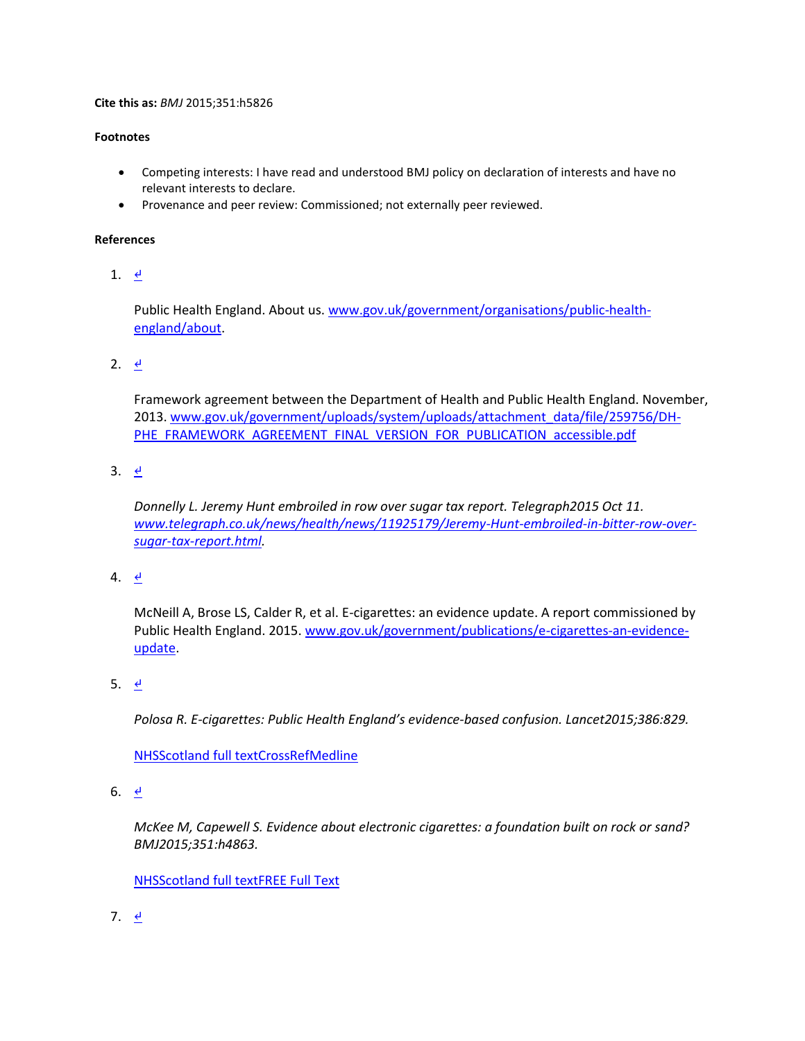**Cite this as:** *BMJ* 2015;351:h5826

**Footnotes**

- Competing interests: I have read and understood BMJ policy on declaration of interests and have no relevant interests to declare.
- Provenance and peer review: Commissioned; not externally peer reviewed.

**References**

1. ↲

   Public Health England. About us. www.gov.uk/government/organisations/public-health-england/about.

2. ↲

   Framework agreement between the Department of Health and Public Health England. November, 2013. www.gov.uk/government/uploads/system/uploads/attachment_data/file/259756/DH-PHE_FRAMEWORK_AGREEMENT_FINAL_VERSION_FOR_PUBLICATION_accessible.pdf

3. ↲

   *Donnelly L. Jeremy Hunt embroiled in row over sugar tax report. Telegraph2015 Oct 11. www.telegraph.co.uk/news/health/news/11925179/Jeremy-Hunt-embroiled-in-bitter-row-over-sugar-tax-report.html.*

4. ↲

   McNeill A, Brose LS, Calder R, et al. E-cigarettes: an evidence update. A report commissioned by Public Health England. 2015. www.gov.uk/government/publications/e-cigarettes-an-evidence-update.

5. ↲

   *Polosa R. E-cigarettes: Public Health England's evidence-based confusion. Lancet2015;386:829.*

   NHSScotland full textCrossRefMedline

6. ↲

   *McKee M, Capewell S. Evidence about electronic cigarettes: a foundation built on rock or sand? BMJ2015;351:h4863.*

   NHSScotland full textFREE Full Text

7. ↲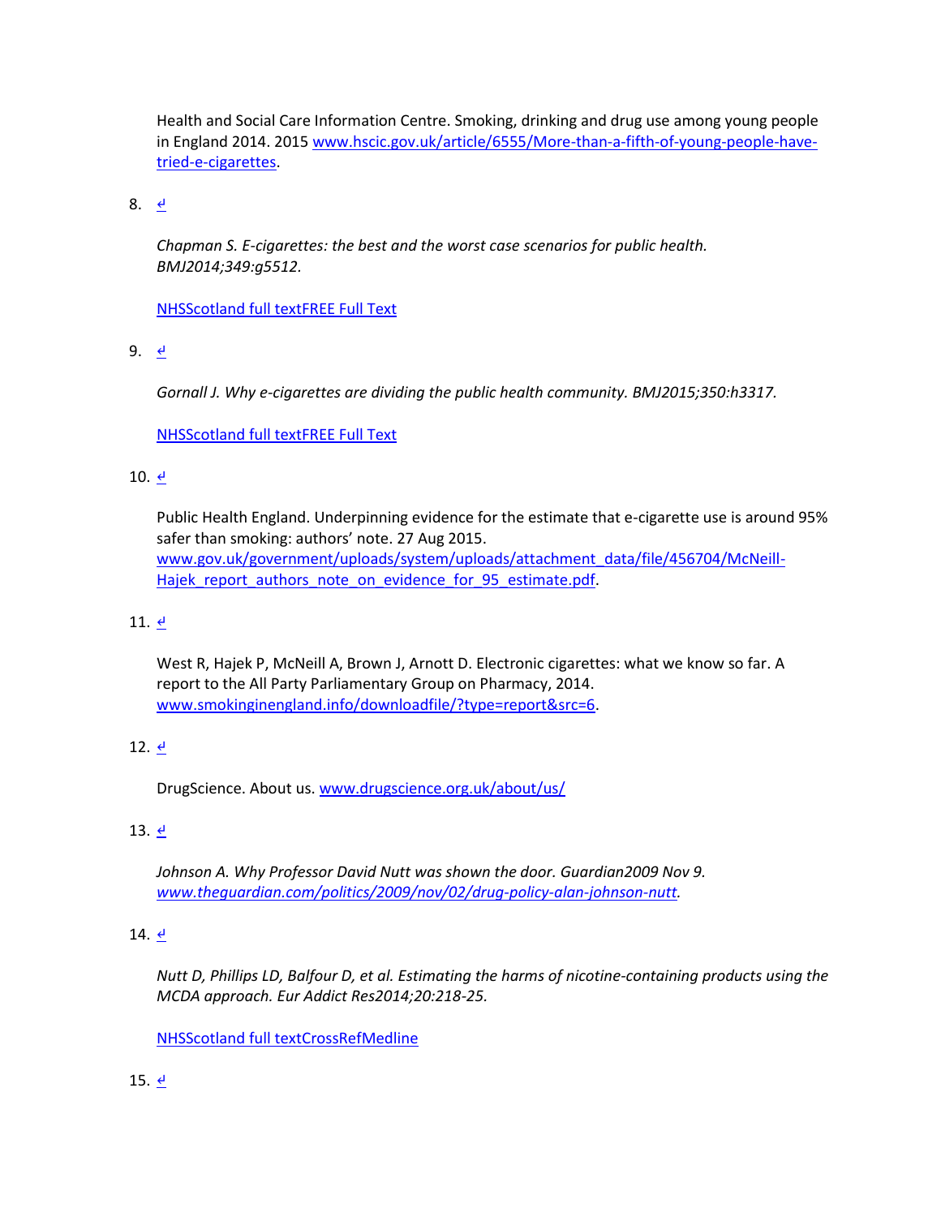Health and Social Care Information Centre. Smoking, drinking and drug use among young people in England 2014. 2015 [www.hscic.gov.uk/article/6555/More-than-a-fifth-of-young-people-have-tried-e-cigarettes](www.hscic.gov.uk/article/6555/More-than-a-fifth-of-young-people-have-tried-e-cigarettes).

8. ↵

   *Chapman S. E-cigarettes: the best and the worst case scenarios for public health. BMJ2014;349:g5512.*

   NHSScotland full textFREE Full Text

9. ↵

   *Gornall J. Why e-cigarettes are dividing the public health community. BMJ2015;350:h3317.*

   NHSScotland full textFREE Full Text

10. ↵

    Public Health England. Underpinning evidence for the estimate that e-cigarette use is around 95% safer than smoking: authors' note. 27 Aug 2015. [www.gov.uk/government/uploads/system/uploads/attachment_data/file/456704/McNeill-Hajek_report_authors_note_on_evidence_for_95_estimate.pdf](www.gov.uk/government/uploads/system/uploads/attachment_data/file/456704/McNeill-Hajek_report_authors_note_on_evidence_for_95_estimate.pdf).

11. ↵

    West R, Hajek P, McNeill A, Brown J, Arnott D. Electronic cigarettes: what we know so far. A report to the All Party Parliamentary Group on Pharmacy, 2014. [www.smokinginengland.info/downloadfile/?type=report&src=6](www.smokinginengland.info/downloadfile/?type=report&src=6).

12. ↵

    DrugScience. About us. [www.drugscience.org.uk/about/us/](www.drugscience.org.uk/about/us/)

13. ↵

    *Johnson A. Why Professor David Nutt was shown the door. Guardian2009 Nov 9. [www.theguardian.com/politics/2009/nov/02/drug-policy-alan-johnson-nutt](www.theguardian.com/politics/2009/nov/02/drug-policy-alan-johnson-nutt).*

14. ↵

    *Nutt D, Phillips LD, Balfour D, et al. Estimating the harms of nicotine-containing products using the MCDA approach. Eur Addict Res2014;20:218-25.*

    NHSScotland full textCrossRefMedline

15. ↵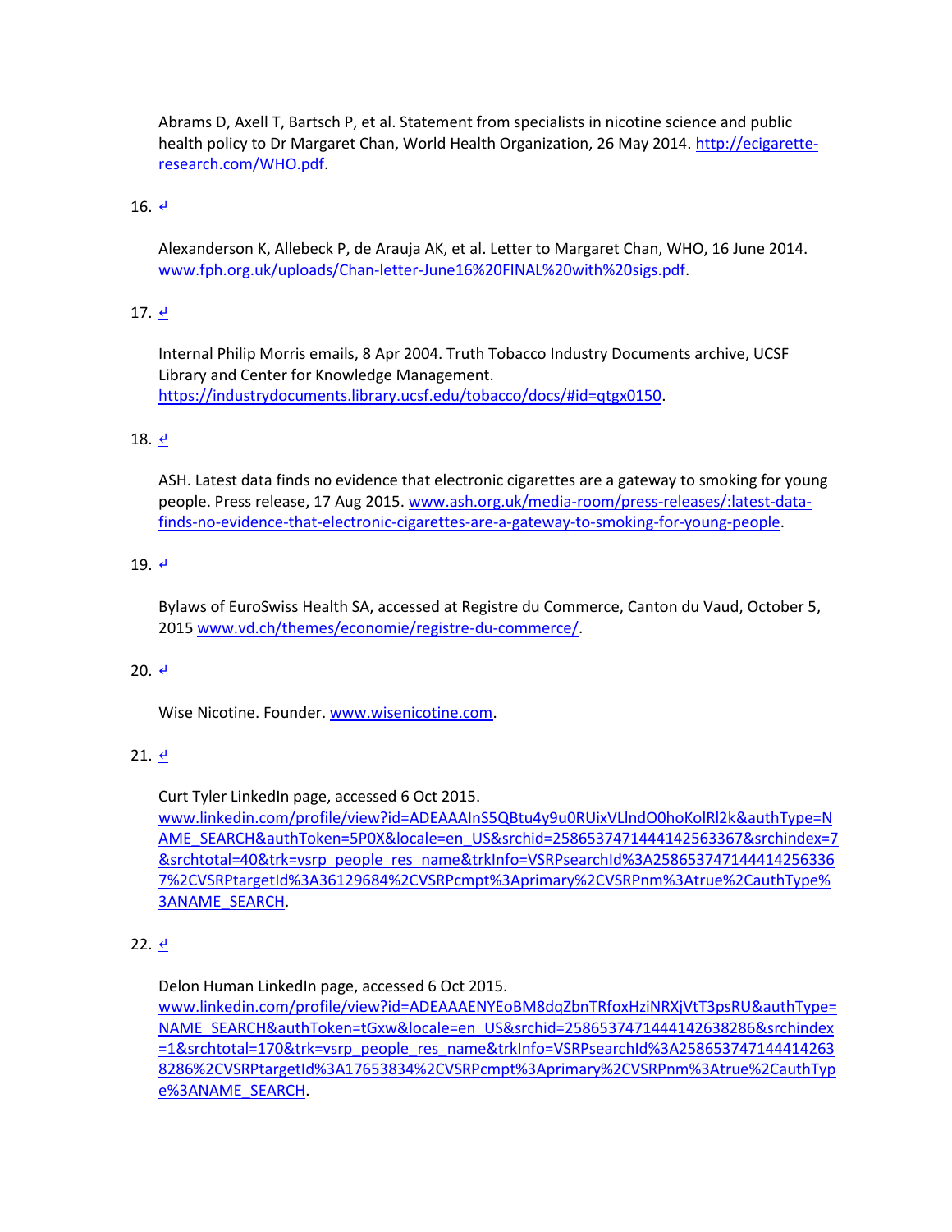Abrams D, Axell T, Bartsch P, et al. Statement from specialists in nicotine science and public health policy to Dr Margaret Chan, World Health Organization, 26 May 2014. http://ecigarette-research.com/WHO.pdf.

16. ↵

Alexanderson K, Allebeck P, de Arauja AK, et al. Letter to Margaret Chan, WHO, 16 June 2014. www.fph.org.uk/uploads/Chan-letter-June16%20FINAL%20with%20sigs.pdf.

17. ↵

Internal Philip Morris emails, 8 Apr 2004. Truth Tobacco Industry Documents archive, UCSF Library and Center for Knowledge Management. https://industrydocuments.library.ucsf.edu/tobacco/docs/#id=qtgx0150.

18. ↵

ASH. Latest data finds no evidence that electronic cigarettes are a gateway to smoking for young people. Press release, 17 Aug 2015. www.ash.org.uk/media-room/press-releases/:latest-data-finds-no-evidence-that-electronic-cigarettes-are-a-gateway-to-smoking-for-young-people.

19. ↵

Bylaws of EuroSwiss Health SA, accessed at Registre du Commerce, Canton du Vaud, October 5, 2015 www.vd.ch/themes/economie/registre-du-commerce/.

20. ↵

Wise Nicotine. Founder. www.wisenicotine.com.

21. ↵

Curt Tyler LinkedIn page, accessed 6 Oct 2015. www.linkedin.com/profile/view?id=ADEAAAInS5QBtu4y9u0RUixVLlndO0hoKolRl2k&authType=NAME_SEARCH&authToken=5P0X&locale=en_US&srchid=2586537471444142563367&srchindex=7&srchtotal=40&trk=vsrp_people_res_name&trkInfo=VSRPsearchId%3A2586537471444142563367%2CVSRPtargetId%3A36129684%2CVSRPcmpt%3Aprimary%2CVSRPnm%3Atrue%2CauthType%3ANAME_SEARCH.

22. ↵

Delon Human LinkedIn page, accessed 6 Oct 2015. www.linkedin.com/profile/view?id=ADEAAAENYEoBM8dqZbnTRfoxHziNRXjVtT3psRU&authType=NAME_SEARCH&authToken=tGxw&locale=en_US&srchid=2586537471444142638286&srchindex=1&srchtotal=170&trk=vsrp_people_res_name&trkInfo=VSRPsearchId%3A2586537471444142638286%2CVSRPtargetId%3A17653834%2CVSRPcmpt%3Aprimary%2CVSRPnm%3Atrue%2CauthType%3ANAME_SEARCH.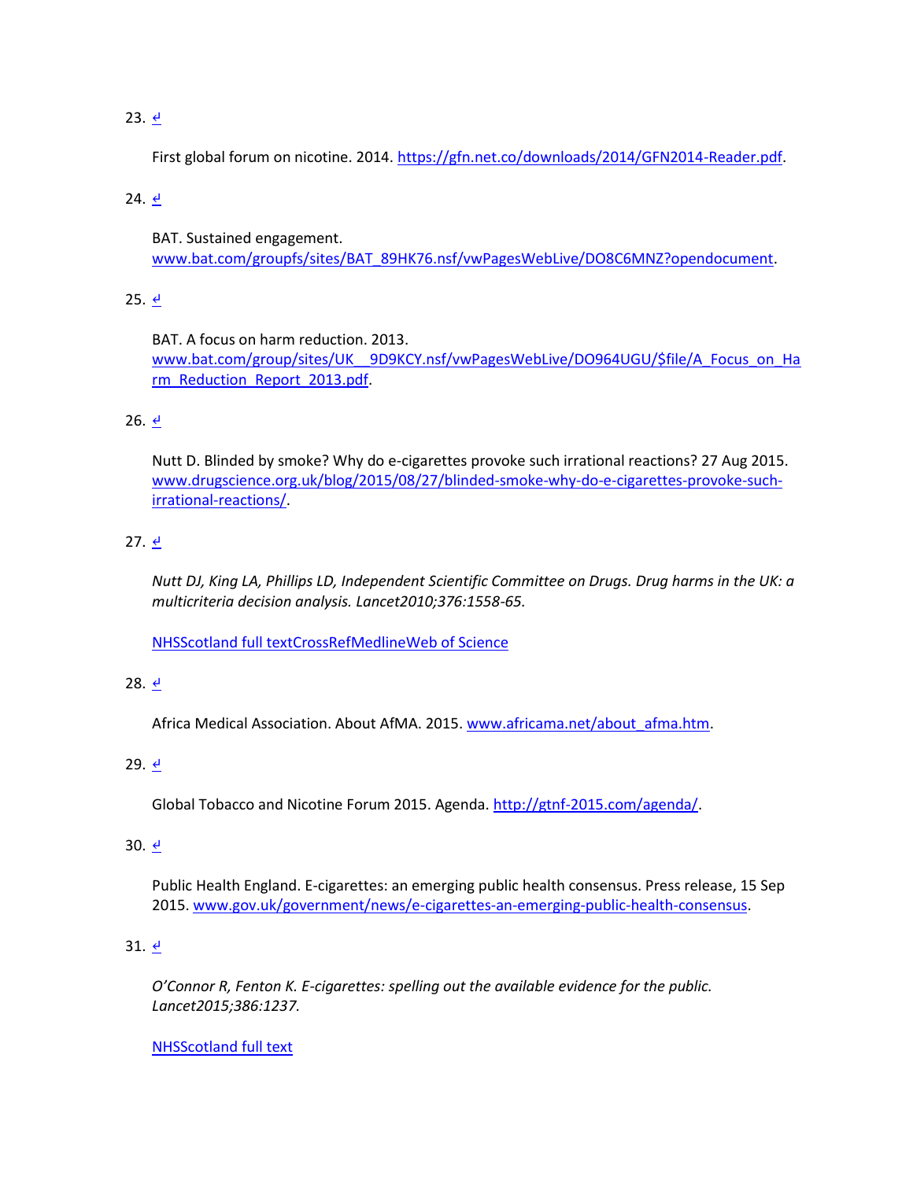23. ↵

    First global forum on nicotine. 2014. https://gfn.net.co/downloads/2014/GFN2014-Reader.pdf.

24. ↵

    BAT. Sustained engagement. www.bat.com/groupfs/sites/BAT_89HK76.nsf/vwPagesWebLive/DO8C6MNZ?opendocument.

25. ↵

    BAT. A focus on harm reduction. 2013. www.bat.com/group/sites/UK__9D9KCY.nsf/vwPagesWebLive/DO964UGU/$file/A_Focus_on_Harm_Reduction_Report_2013.pdf.

26. ↵

    Nutt D. Blinded by smoke? Why do e-cigarettes provoke such irrational reactions? 27 Aug 2015. www.drugscience.org.uk/blog/2015/08/27/blinded-smoke-why-do-e-cigarettes-provoke-such-irrational-reactions/.

27. ↵

    *Nutt DJ, King LA, Phillips LD, Independent Scientific Committee on Drugs. Drug harms in the UK: a multicriteria decision analysis. Lancet2010;376:1558-65.*

    NHSScotland full textCrossRefMedlineWeb of Science

28. ↵

    Africa Medical Association. About AfMA. 2015. www.africama.net/about_afma.htm.

29. ↵

    Global Tobacco and Nicotine Forum 2015. Agenda. http://gtnf-2015.com/agenda/.

30. ↵

    Public Health England. E-cigarettes: an emerging public health consensus. Press release, 15 Sep 2015. www.gov.uk/government/news/e-cigarettes-an-emerging-public-health-consensus.

31. ↵

    *O'Connor R, Fenton K. E-cigarettes: spelling out the available evidence for the public. Lancet2015;386:1237.*

    NHSScotland full text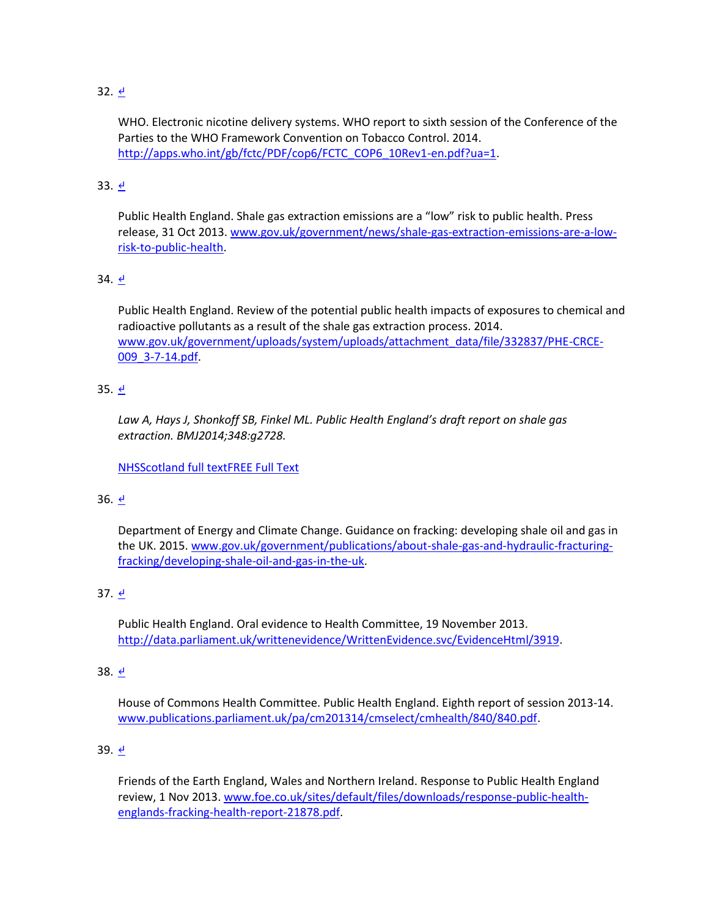32. ↵

    WHO. Electronic nicotine delivery systems. WHO report to sixth session of the Conference of the Parties to the WHO Framework Convention on Tobacco Control. 2014. http://apps.who.int/gb/fctc/PDF/cop6/FCTC_COP6_10Rev1-en.pdf?ua=1.

33. ↵

    Public Health England. Shale gas extraction emissions are a "low" risk to public health. Press release, 31 Oct 2013. www.gov.uk/government/news/shale-gas-extraction-emissions-are-a-low-risk-to-public-health.

34. ↵

    Public Health England. Review of the potential public health impacts of exposures to chemical and radioactive pollutants as a result of the shale gas extraction process. 2014. www.gov.uk/government/uploads/system/uploads/attachment_data/file/332837/PHE-CRCE-009_3-7-14.pdf.

35. ↵

    *Law A, Hays J, Shonkoff SB, Finkel ML. Public Health England's draft report on shale gas extraction. BMJ2014;348:g2728.*

    NHSScotland full textFREE Full Text

36. ↵

    Department of Energy and Climate Change. Guidance on fracking: developing shale oil and gas in the UK. 2015. www.gov.uk/government/publications/about-shale-gas-and-hydraulic-fracturing-fracking/developing-shale-oil-and-gas-in-the-uk.

37. ↵

    Public Health England. Oral evidence to Health Committee, 19 November 2013. http://data.parliament.uk/writtenevidence/WrittenEvidence.svc/EvidenceHtml/3919.

38. ↵

    House of Commons Health Committee. Public Health England. Eighth report of session 2013-14. www.publications.parliament.uk/pa/cm201314/cmselect/cmhealth/840/840.pdf.

39. ↵

    Friends of the Earth England, Wales and Northern Ireland. Response to Public Health England review, 1 Nov 2013. www.foe.co.uk/sites/default/files/downloads/response-public-health-englands-fracking-health-report-21878.pdf.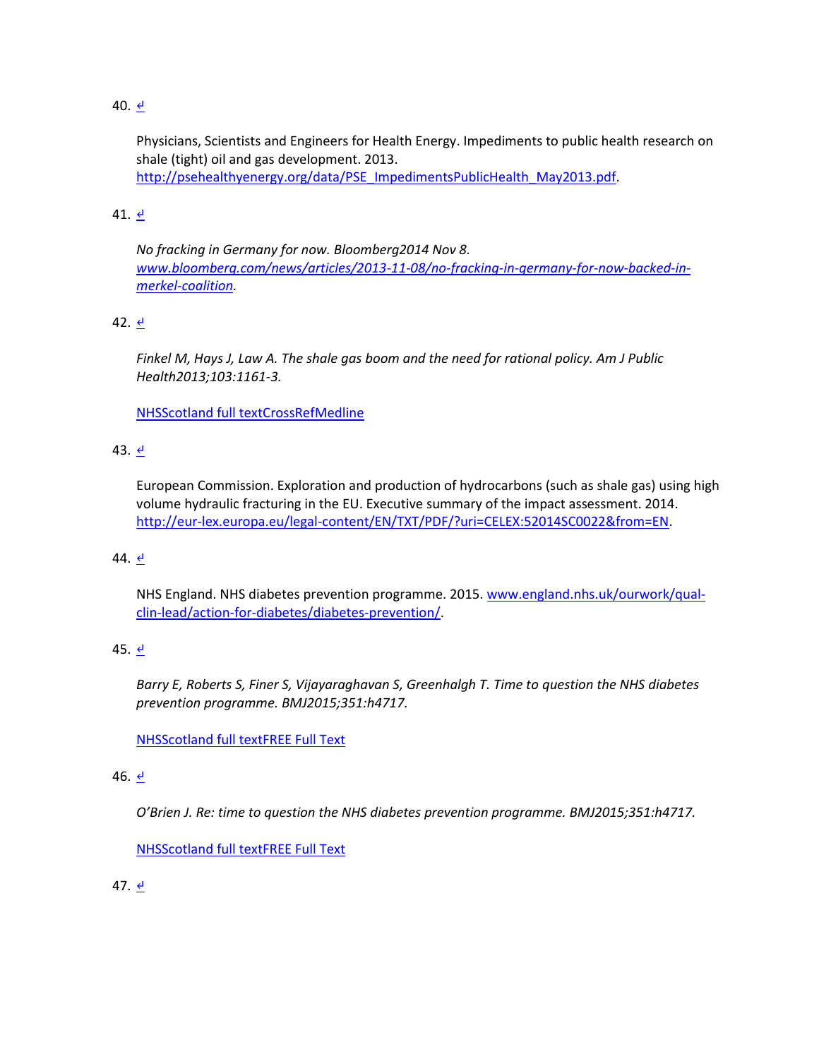40. ↵

    Physicians, Scientists and Engineers for Health Energy. Impediments to public health research on shale (tight) oil and gas development. 2013. [http://psehealthyenergy.org/data/PSE_ImpedimentsPublicHealth_May2013.pdf](http://psehealthyenergy.org/data/PSE_ImpedimentsPublicHealth_May2013.pdf).

41. ↵

    *No fracking in Germany for now. Bloomberg2014 Nov 8. [www.bloomberg.com/news/articles/2013-11-08/no-fracking-in-germany-for-now-backed-in-merkel-coalition](www.bloomberg.com/news/articles/2013-11-08/no-fracking-in-germany-for-now-backed-in-merkel-coalition).*

42. ↵

    *Finkel M, Hays J, Law A. The shale gas boom and the need for rational policy. Am J Public Health2013;103:1161-3.*

    NHSScotland full textCrossRefMedline

43. ↵

    European Commission. Exploration and production of hydrocarbons (such as shale gas) using high volume hydraulic fracturing in the EU. Executive summary of the impact assessment. 2014. [http://eur-lex.europa.eu/legal-content/EN/TXT/PDF/?uri=CELEX:52014SC0022&from=EN](http://eur-lex.europa.eu/legal-content/EN/TXT/PDF/?uri=CELEX:52014SC0022&from=EN).

44. ↵

    NHS England. NHS diabetes prevention programme. 2015. [www.england.nhs.uk/ourwork/qual-clin-lead/action-for-diabetes/diabetes-prevention/](www.england.nhs.uk/ourwork/qual-clin-lead/action-for-diabetes/diabetes-prevention/).

45. ↵

    *Barry E, Roberts S, Finer S, Vijayaraghavan S, Greenhalgh T. Time to question the NHS diabetes prevention programme. BMJ2015;351:h4717.*

    NHSScotland full textFREE Full Text

46. ↵

    *O'Brien J. Re: time to question the NHS diabetes prevention programme. BMJ2015;351:h4717.*

    NHSScotland full textFREE Full Text

47. ↵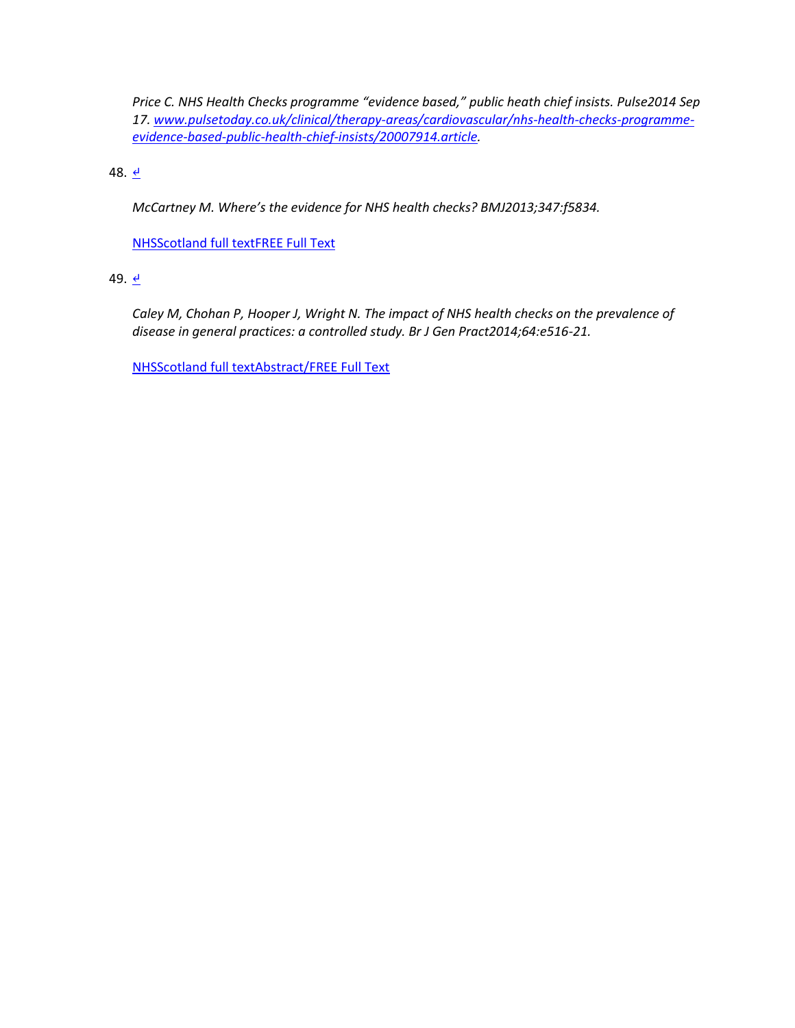*Price C. NHS Health Checks programme "evidence based," public heath chief insists. Pulse2014 Sep 17. [www.pulsetoday.co.uk/clinical/therapy-areas/cardiovascular/nhs-health-checks-programme-evidence-based-public-health-chief-insists/20007914.article](www.pulsetoday.co.uk/clinical/therapy-areas/cardiovascular/nhs-health-checks-programme-evidence-based-public-health-chief-insists/20007914.article).*

48. ↵

    *McCartney M. Where's the evidence for NHS health checks? BMJ2013;347:f5834.*

    NHSScotland full textFREE Full Text

49. ↵

    *Caley M, Chohan P, Hooper J, Wright N. The impact of NHS health checks on the prevalence of disease in general practices: a controlled study. Br J Gen Pract2014;64:e516-21.*

    NHSScotland full textAbstract/FREE Full Text